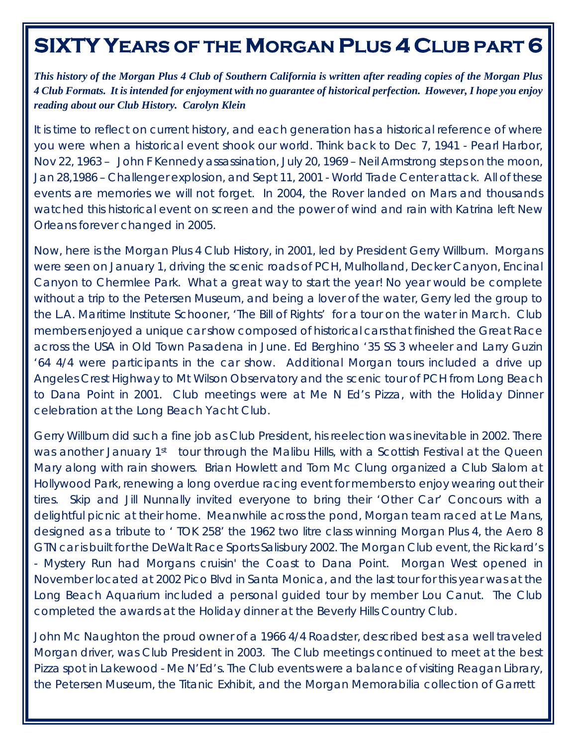# SIXTY Years of the Morgan Plus 4 Club part 6

***This history of the Morgan Plus 4 Club of Southern California is written after reading copies of the Morgan Plus 4 Club Formats. It is intended for enjoyment with no guarantee of historical perfection. However, I hope you enjoy reading about our Club History. Carolyn Klein***

It is time to reflect on current history, and each generation has a historical reference of where you were when a historical event shook our world. Think back to Dec 7, 1941 - Pearl Harbor, Nov 22, 1963 – John F Kennedy assassination, July 20, 1969 – Neil Armstrong steps on the moon, Jan 28,1986 – Challenger explosion, and Sept 11, 2001 - World Trade Center attack. All of these events are memories we will not forget. In 2004, the Rover landed on Mars and thousands watched this historical event on screen and the power of wind and rain with Katrina left New Orleans forever changed in 2005.

Now, here is the Morgan Plus 4 Club History, in 2001, led by President Gerry Willburn. Morgans were seen on January 1, driving the scenic roads of PCH, Mulholland, Decker Canyon, Encinal Canyon to Chermlee Park. What a great way to start the year! No year would be complete without a trip to the Petersen Museum, and being a lover of the water, Gerry led the group to the L.A. Maritime Institute Schooner, 'The Bill of Rights' for a tour on the water in March. Club members enjoyed a unique car show composed of historical cars that finished the Great Race across the USA in Old Town Pasadena in June. Ed Berghino '35 SS 3 wheeler and Larry Guzin '64 4/4 were participants in the car show. Additional Morgan tours included a drive up Angeles Crest Highway to Mt Wilson Observatory and the scenic tour of PCH from Long Beach to Dana Point in 2001. Club meetings were at Me N Ed's Pizza, with the Holiday Dinner celebration at the Long Beach Yacht Club.

Gerry Willburn did such a fine job as Club President, his reelection was inevitable in 2002. There was another January 1st tour through the Malibu Hills, with a Scottish Festival at the Queen Mary along with rain showers. Brian Howlett and Tom Mc Clung organized a Club Slalom at Hollywood Park, renewing a long overdue racing event for members to enjoy wearing out their tires. Skip and Jill Nunnally invited everyone to bring their 'Other Car' Concours with a delightful picnic at their home. Meanwhile across the pond, Morgan team raced at Le Mans, designed as a tribute to ' TOK 258' the 1962 two litre class winning Morgan Plus 4, the Aero 8 GTN car is built for the DeWalt Race Sports Salisbury 2002. The Morgan Club event, the Rickard's - Mystery Run had Morgans cruisin' the Coast to Dana Point. Morgan West opened in November located at 2002 Pico Blvd in Santa Monica, and the last tour for this year was at the Long Beach Aquarium included a personal guided tour by member Lou Canut. The Club completed the awards at the Holiday dinner at the Beverly Hills Country Club.

John Mc Naughton the proud owner of a 1966 4/4 Roadster, described best as a well traveled Morgan driver, was Club President in 2003. The Club meetings continued to meet at the best Pizza spot in Lakewood - Me N'Ed's. The Club events were a balance of visiting Reagan Library, the Petersen Museum, the Titanic Exhibit, and the Morgan Memorabilia collection of Garrett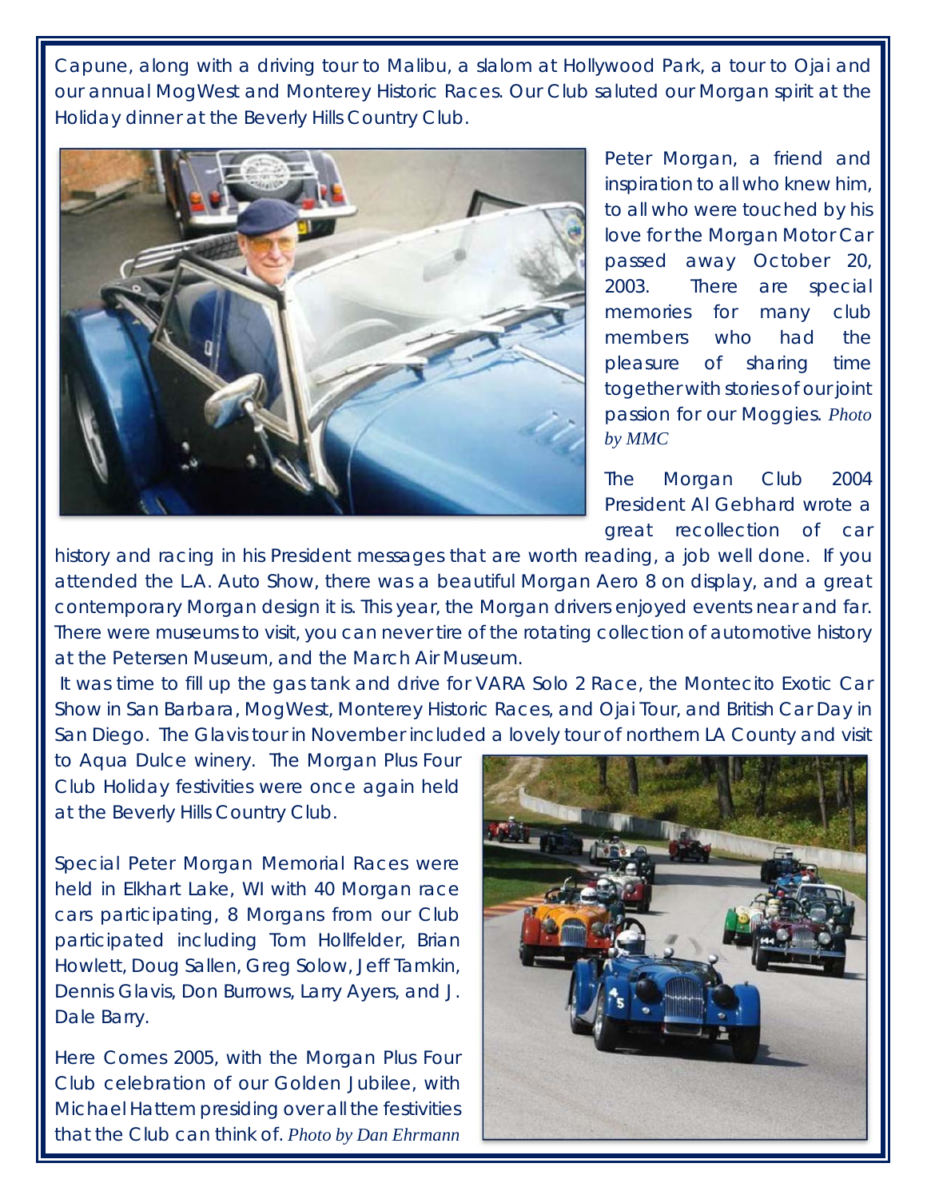Capune, along with a driving tour to Malibu, a slalom at Hollywood Park, a tour to Ojai and our annual MogWest and Monterey Historic Races. Our Club saluted our Morgan spirit at the Holiday dinner at the Beverly Hills Country Club.

Peter Morgan, a friend and inspiration to all who knew him, to all who were touched by his love for the Morgan Motor Car passed away October 20, 2003. There are special memories for many club members who had the pleasure of sharing time together with stories of our joint passion for our Moggies. *Photo by MMC*

The Morgan Club 2004 President Al Gebhard wrote a great recollection of car history and racing in his President messages that are worth reading, a job well done. If you attended the L.A. Auto Show, there was a beautiful Morgan Aero 8 on display, and a great contemporary Morgan design it is. This year, the Morgan drivers enjoyed events near and far. There were museums to visit, you can never tire of the rotating collection of automotive history at the Petersen Museum, and the March Air Museum.

It was time to fill up the gas tank and drive for VARA Solo 2 Race, the Montecito Exotic Car Show in San Barbara, MogWest, Monterey Historic Races, and Ojai Tour, and British Car Day in San Diego. The Glavis tour in November included a lovely tour of northern LA County and visit to Aqua Dulce winery. The Morgan Plus Four Club Holiday festivities were once again held at the Beverly Hills Country Club.

Special Peter Morgan Memorial Races were held in Elkhart Lake, WI with 40 Morgan race cars participating, 8 Morgans from our Club participated including Tom Hollfelder, Brian Howlett, Doug Sallen, Greg Solow, Jeff Tamkin, Dennis Glavis, Don Burrows, Larry Ayers, and J. Dale Barry.

Here Comes 2005, with the Morgan Plus Four Club celebration of our Golden Jubilee, with Michael Hattem presiding over all the festivities that the Club can think of. *Photo by Dan Ehrmann*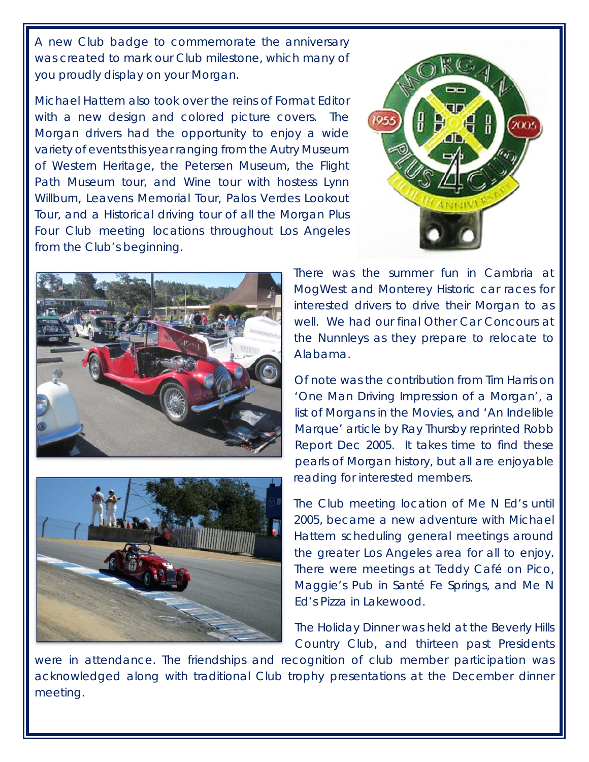A new Club badge to commemorate the anniversary was created to mark our Club milestone, which many of you proudly display on your Morgan.

Michael Hattem also took over the reins of Format Editor with a new design and colored picture covers. The Morgan drivers had the opportunity to enjoy a wide variety of events this year ranging from the Autry Museum of Western Heritage, the Petersen Museum, the Flight Path Museum tour, and Wine tour with hostess Lynn Willburn, Leavens Memorial Tour, Palos Verdes Lookout Tour, and a Historical driving tour of all the Morgan Plus Four Club meeting locations throughout Los Angeles from the Club's beginning.

There was the summer fun in Cambria at MogWest and Monterey Historic car races for interested drivers to drive their Morgan to as well. We had our final Other Car Concours at the Nunnleys as they prepare to relocate to Alabama.

Of note was the contribution from Tim Harrison 'One Man Driving Impression of a Morgan', a list of Morgans in the Movies, and 'An Indelible Marque' article by Ray Thursby reprinted Robb Report Dec 2005. It takes time to find these pearls of Morgan history, but all are enjoyable reading for interested members.

The Club meeting location of Me N Ed's until 2005, became a new adventure with Michael Hattem scheduling general meetings around the greater Los Angeles area for all to enjoy. There were meetings at Teddy Café on Pico, Maggie's Pub in Santé Fe Springs, and Me N Ed's Pizza in Lakewood.

The Holiday Dinner was held at the Beverly Hills Country Club, and thirteen past Presidents were in attendance. The friendships and recognition of club member participation was acknowledged along with traditional Club trophy presentations at the December dinner meeting.